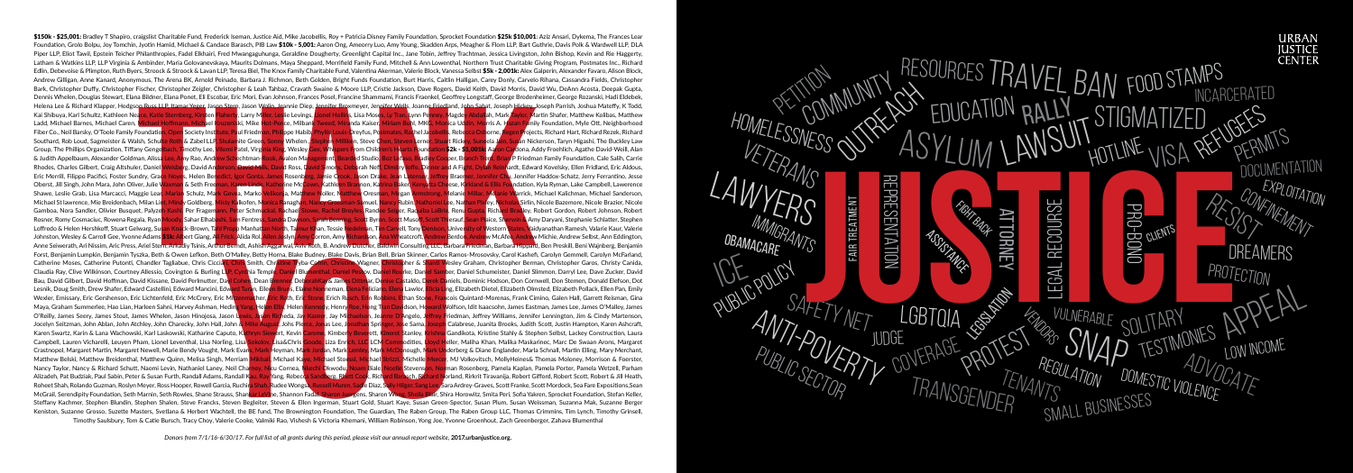**$150k - $25,001:** Bradley T Shapiro, craigslist Charitable Fund, Frederick Iseman, Justice Aid, Mike Jacobellis, Roy + Patricia Disney Family Foundation, Sprocket Foundation **$25k $10,001:** Aziz Ansari, Dykema, The Frances Lear Foundation, Grolo Bolpu, Joy Tomchin, Jyotin Hamid, Michael & Candace Barasch, PIB Law **$10k - 5,001:** Aaron Ong, Ameorry Luo, Amy Young, Skadden Arps, Meagher & Flom LLP, Bart Guthrie, Davis Polk & Wardwell LLP, DLA Piper LLP, Eliot Tawil, Epstein Teicher Philanthropies, Fadel Elkhairi, Fred Mwangaguhunga, Geraldine Dougherty, Greenlight Capital Inc., Jane Tobin, Jeffrey Trachtman, Jessica Livingston, John Bishop, Kevin and Rie Haggerty, Latham & Watkins LLP, LLP Virginia & Ambinder, Maria Golovanevskaya, Maurits Dolmans, Maya Sheppard, Merrifield Family Fund, Mitchell & Ann Lowenthal, Northern Trust Charitable Giving Program, Postmates Inc., Richard Edlin, Debevoise & Plimpton, Ruth Byers, Stroock & Stroock & Lavan LLP, Teresa Biel, The Knox Family Charitable Fund, Valentina Akerman, Valerie Block, Vanessa Selbst **$5k - 2,001k:** Alex Galperin, Alexander Favaro, Alison Block, Andrew Gilligan, Anne Kanard, Anonymous, The Arena BK, Arnold Peinado, Barbara J. Richmon, Beth Golden, Bright Funds Foundation, Burt Harris, Caitlin Halligan, Carey Donly, Carvelo Rihana, Cassandra Fields, Christopher Bark, Christopher Duffy, Christopher Fischer, Christopher Zeigler, Christopher & Leah Tahbaz, Cravath Swaine & Moore LLP, Cristie Jackson, Dave Rogers, David Keith, David Morris, David Wu, DeAnn Acosta, Deepak Gupta, Dennis Whelen, Douglas Stewart, Elana Bildner, Elana Ponet, Eli Escobar, Eric Mori, Evan Johnson, Frances Posel, Francesca Shammami, Francis Fraenkel, Geoffrey Longstaff, George Brodenheimer, George Rozanski, Hadi Eldebek, Helena Lee & Richard Klapper, Hodgson Russ LLP, Itamar Yeger, Jason Stern, Jason Wolin, Jeannie Diep, Jennifer Brewmeyer, Jennifer Wells, Joanne Friedland, John Sabat, Joseph Hickey, Joseph Parrish, Joshua Mateffy, K Todd, Kai Shibuya, Karl Schultz, Kathleen Neace, Katie Sternberg, Kirsten Flaherty, Larry Miller, Leslie Levings, Lionel Hollins, Lisa Moses, Ly Tran, Lynn Penney, Magdey Abdallah, Mark Taylor, Martin Shafer, Matthew Kollias, Matthew Ladd, Michael Barnes, Michael Caren, Michael Hoffmann, Michael Kruzanski, Mike Del Ponce, Milbank Tweed, Miranda Kaiser, Miriam Buhl, MKS, Monica Uddin, Morris A. Hazan Family Foundation, Myle Ott, Neighborhood Fiber Co., Neil Barsky, O'Toole Family Foundation, Open Society Institute, Paul Friedman, Philippe Habib, Phyllis Louis-Dreyfus, Postmates, Rachel Jacobellis, Rebecca Osborne, Regen Projects, Richard Hart, Richard Rezek, Richard Southard, Rob Loud, Sagmeister & Walsh, Schulte Roth & Zabel LLP, Shulamite Green, Sonny Whelen, Stephen Milliken, Steve Chen, Steven Lerner, Stuart Rickey, Suneela Jain, Susan Nickerson, Taryn Higashi, The Buckley Law Group, The Phillips Organization, Tiffany Gengelbach, Timothy Lee, Vikram Patel, Virginia King, Wesley Lee, Whoopee! from Children's Hearts Foundation **$2k - $1,001k:** Aaron Carbone, Addy Froehlich, Agathe David-Weill, Alan & Judith Appelbaum, Alexander Goldman, Alissa Lee, Amy Rao, Andrew Schechtman-Rook, Avalon Management, Bearded Studio, Bez Lafaso, Bradley Cooper, Branch Tsen, Brian P Friedman Family Foundation, Cale Salih, Carrie Rhodes, Charles Gilbert, Craig Altshuler, Daniel Weisberg, David Anderson, David Mills, David Ross, David Simons, Deborah Neff, Dimitry Ioffe, Dinner and A Fight, Dylan Reinhardt, Edward Kovelsky, Ellen Fridland, Eric Aldous, Eric Merrill, Filippo Pacifici, Foster Sundry, Grace Novak, Helen Benedict, Igor Gontar, Jared Rosenberg, Jamie Cook, Jason Drake, Jean Lindeman, Jeffrey Brosman, Jennifer Chu, Jennifer Haddow Schatz, Jerry Ferrantino, Jesse Oberst, Jill Singh, John Mara, John Oliver, Julie Waxman & Seth Freeman, Jason Linde, Katherine McCown, Kathleen Brennan, Katrina Baker, Kenyatta Cheese, Kirkland & Ellis Foundation, Kyla Ryman, Lake Campbell, Lawrence Shawe, Leslie Grab, Lisa Marcacci, Maggie Lear, Martin Schulz, Mark Gavea, Marko Velikonja, Matthew Boller, Matthew Oresman, Megan Armstrong, Melanie Millar, Melanie Warrick, Michael Kalichman, Michael Sanderson, Michael St lawrence, Mie Breidenbach, Milan Lint, Mindy Goldberg, Misty Kalkofen, Monica Bannigan, Nancy Grossman-Samuel, Nancy Rubin, Nathaniel Lee, Nathan Poirey, Nicholas Sirlin, Nicole Bazemore, Nicole Brazier, Nicole Gamboa, Nora Sandler, Olivier Busquet, Palyzeh Kasra, Per Fragemann, Peter Schmeikal, Rachael Stowe, Rachel Bryant, Ranbee Singer, Rasulka LaBria, Renu Gupta, Richard Bradley, Robert Gordon, Robert Johnson, Robert Rosner, Romy Cosmaciuc, Rowena Regala, Ryan Moody, Sahar Elhabashi, Sam Fentress, Sandra Dawson, Sarah Benning, Scott Byron, Scott Musoff, Scott Thierauf, Sean Plaice, Sherwin & Amy Daryani, Stephanie Schlatter, Stephen Loffredo & Helen Hershkoff, Stuart Gelwarg, Susan Knack-Brown, Tahl Propp Manhattan North, Tamar Khan, Tessie Nedelman, Tim Carroll, Tony Denison, University of Western States, Vaidyanathan Ramesh, Valarie Kaur, Valerie Johnston, Wesley & Carroll Gee, Yvonne Adams **$1k:** Albert Giang, Ali Frick, Alida Rol, Allen Joshua, Amy Corren, Amy Richardson, Ana Vanwatcroft, Andrew Berdon, Andrew McAfee, Andrew Michie, Andrew Selbst, Ann Eddington, Anne Seiwerath, Ari Nissim, Aric Press, Ariel Stern, Arkady Tsinis, Arthur Berndt, Ashish Aggarwal, Ashi Roth, B. Andrew Dutcher, Baldwin Consulting LLC, Barbara Friedman, Barbara Hippard, Ben Preskill, Beni Wajnberg, Benjamin Forst, Benjamin Lumpkin, Benjamin Tyszka, Beth & Owen Lefkon, Beth O'Malley, Betty Homa, Blake Budney, Blake Davis, Brian Bell, Brian Skinner, Carlos Ramos-Mrosovsky, Carol Kashefi, Carolyn Gemmell, Carolyn McFarland, Catherine Moses, Catherine Putzeni, Chandler Tagliabue, Chris Ciccolo, Chris Smith, Christine Tyba-Cabral, Christina Wagner, Christopher & Stanford Wesley Graham, Christopher Berman, Christopher Gores, Christy Canida, Claudia Ray, Clive Wilkinson, Courtney Allessio, Covington & Burling LLP, Cynthia Temple, Daniel Blumenthal, Daniel Persov, Daniel Rourke, Daniel Sandler, Daniel Schumeister, Daniel Slimmon, Darryl Lee, Dave Zucker, David Bau, David Gilbert, David Hoffman, David Kissane, David Perlmutter, Dave Cohen, Dean Brenner, DeborahKay & James Dittmar, Denise Castaldo, Derek Daniels, Dominic Hodson, Don Cornwell, Don Stemen, Donald Elefson, Dot Lesnik, Doug Smith, Drew Shafer, Edward Castellini, Edward Mancini, Edward Turan, Eileen Bruns, Elaine Neeneman, Elena Feliciano, Elena Lawlor, Elicia Ling, Elizabeth Dietel, Elizabeth Olmsted, Elizabeth Pollack, Ellen Pan, Emily Wexler, Emissary, Eric Gershenson, Eric Lichtenfeld, Eric McCorry, Eric Mittennachter, Eric Roth, Eric Stone, Erich Ruech, Erin Robbins, Ethan Stone, Francois Quintard-Morenas, Frank Cimino, Galen Hall, Garrett Reisman, Gina Maya, Graham Summerlee, Hao Lian, Harleen Sahni, Harvey Ashman, Hedley Yang, Helen Ellis, Helen Kennedy, Henry Roe, Hong Tran Davidson, Howard Wolfson, Idit Isaacsohn, James Eastman, James Lee, James O'Malley, James O'Reilly, James Seery, James Stout, James Whelen, Jason Hinojosa, Jason Lewis, Jason Remeda, Jay Kasner, Jay Michaelson, Jeanne D'Angelo, Jeffrey Friedman, Jeffrey Williams, Jennifer Lennington, Jim & Cindy Martenson, Jocelyn Seitzman, John Ablan, John Atchley, John Charecky, John Hall, John & Mike August, John Piette, Jonas Lee, Jonathan Springer, Jose Sama, Joseph Calabrese, Juanita Brooks, Judith Scott, Justin Hampton, Karen Ashcraft, Karen Swartz, Karin & Lana Wachowski, Karl Laskowski, Katharine Caputo, Kathryn Sievert, Kevin Carome, Kimberly Bevenett, Kinerel, Stanley, Krishna Gandikota, Kristine Stahly & Stephen Selbst, Lackey Construction, Laura Campbell, Lauren Vicharelli, Leuyen Pham, Lionel Leventhal, Lisa Norling, Lisa Sokolov, Lisa&Chris Goode, Liza Enrich, LLC LCM Commodities, Lloyd Heller, Maliha Khan, Malka Maskarinec, Marc De Swaan Arons, Margaret Crastnopol, Margaret Martin, Margaret Newell, Marie Bendy Voughts, Mark Evans, Mark Hoyman, Mark Jordan, Mark Lemley, Mark McDonough, Mark Underberg & Diane Englander, Marla Schnall, Martin Elling, Mary Merchant, Matthew Belski, Matthew Breidenthal, Matthew Quinn, Melisa Singh, Merriam Mikhail, Michael Kaye, Michael Stoessl, Michael Strizzi, Michelle Mercer, MJ Volkovitsch, MollyHeines& Thomas Moloney, Morrison & Foerster, Nancy Taylor, Nancy & Richard Schutt, Naomi Levin, Nathaniel Laney, Neil Chaney, Nicu Cornea, Nkechi Okwodu, Noam Biale, Noelle Stevenson, Norman Rosenberg, Pamela Kaplan, Pamela Porter, Pamela Wetzell, Parham Alizadeh, Pat Budziak, Paul Sabin, Peter & Susan Furth, Randall Adams, Randall Kay, Ray Yang, Rebecca Sandberg, Reed Cole, Richard Batsch, Richard Borland, Rirkrit Tiravanija, Robert Gifford, Robert Scott, Robert & Jill Heath, Roheet Shah, Rolando Guzman, Roslyn Meyer, Ross Hooper, Rowell Garcia, Ruchira Shah, Rudee Wongsa, Russell Muren, Sadie Diaz, Sally Hilger, Sang Lee, Sara Ardrey-Graves, Scott Franke, Scott Mordock, Sea Fare Expositions, Sean McGrail, Serendipity Foundation, Seth Marnin, Seth Rowles, Shane Strauss, Shankar Iyer, Shannon Fadel, Sharon Lindgrens, Sharon Weinb, Sheila Blair, Shira Horowitz, Smita Peri, Sofia Yakren, Sprocket Foundation, Stefan Keller, Steffany Kachner, Stephen Blunde, Stephen Shuter, Steve Francis, Steven Begleiter, Steven & Ellen Ingerman, Stuart Cold, Stuart Kaye, Susan Green-Spector, Susan Plum, Susan Weissman, Suzanna Mak, Suzanne Berger Keniston, Suzanne Grosso, Suzette Masters, Svetlana & Herbert Wachtell, the BE fund, The Brownington Foundation, The Guardian, The Raben Group, The Raben Group LLC, Thomas Crimmins, Tim Lynch, Timothy Grinsell, Timothy Saulsbury, Tom & Catie Bursch, Tracy Choy, Valerie Cooke, Valmiki Rao, Vishesh & Victoria Khemani, William Robinson, Yong Joe, Yvonne Groenhout, Zach Greenberger, Zahava Blumenthal

*Donors from 7/1/16-6/30/17. For full list of all grants during this period, please visit our annual report website, **2017.urbanjustice.org.***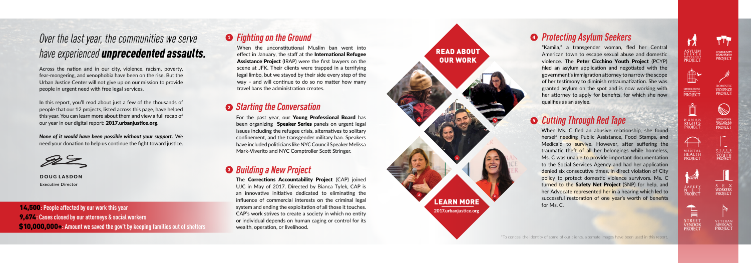# *Over the last year, the communities we serve have experienced* ***unprecedented assaults.***

Across the nation and in our city, violence, racism, poverty, fear-mongering, and xenophobia have been on the rise. But the Urban Justice Center will give up on our mission to provide people in urgent need with free legal services.

In this report, you'll read about just a few of the thousands of people that our 12 projects, listed across this page, have helped this year. You can learn more about them and view a full recap of our year in our digital report: **2017.urbanjustice.org**.

***None of it would have been possible without your support.*** We need your donation to help us continue the fight toward justice.

**DOUG LASDON**
Executive Director

**14,500:** People affected by our work this year
**9,674:** Cases closed by our attorneys & social workers
**$10,000,000+:** Amount we saved the gov't by keeping families out of shelters

## 1 *Fighting on the Ground*

When the unconstitutional Muslim ban went into effect in January, the staff at the **International Refugee Assistance Project** (IRAP) were the first lawyers on the scene at JFK. Their clients were trapped in a terrifying legal limbo, but we stayed by their side every step of the way – and will continue to do so no matter how many travel bans the administration creates.

## 2 *Starting the Conversation*

For the past year, our **Young Professional Board** has been organizing **Speaker Series** panels on urgent legal issues including the refugee crisis, alternatives to solitary confinement, and the transgender military ban. Speakers have included politicians like NYC Council Speaker Melissa Mark-Viverito and NYC Comptroller Scott Stringer.

## 3 *Building a New Project*

The **Corrections Accountability Project** (CAP) joined UJC in May of 2017. Directed by Bianca Tylek, CAP is an innovative initiative dedicated to eliminating the influence of commercial interests on the criminal legal system and ending the exploitation of all those it touches. CAP's work strives to create a society in which no entity or individual depends on human caging or control for its wealth, operation, or livelihood.

**READ ABOUT OUR WORK**

**LEARN MORE**
2017.urbanjustice.org

## 4 *Protecting Asylum Seekers*

"Kamila,\* a transgender woman, fled her Central American town to escape sexual abuse and domestic violence. The **Peter Cicchino Youth Project** (PCYP) filed an asylum application and negotiated with the government's immigration attorney to narrow the scope of her testimony to diminish retraumatization. She was granted asylum on the spot and is now working with her attorney to apply for benefits, for which she now qualifies as an asylee.

## 5 *Cutting Through Red Tape*

When Ms. C fled an abusive relationship, she found herself needing Public Assistance, Food Stamps, and Medicaid to survive. However, after suffering the traumatic theft of all her belongings while homeless, Ms. C was unable to provide important documentation to the Social Services Agency and had her application denied six consecutive times, in direct violation of City policy to protect domestic violence survivors. Ms. C turned to the **Safety Net Project** (SNP) for help, and her Advocate represented her in a hearing which led to successful restoration of one year's worth of benefits for Ms. C.

Asylum Seeker Advocacy Project
Community Development Project
Corrections Accountability Project
Domestic Violence Project
Human Rights Project
International Refugee Assistance Project
Mental Health Project
Peter Cicchino Youth Project
Safety Net Project
Sex Workers Project
Street Vendor Project
Veteran Advocacy Project

\*To conceal the identity of some of our clients, alternate images have been used in this report.